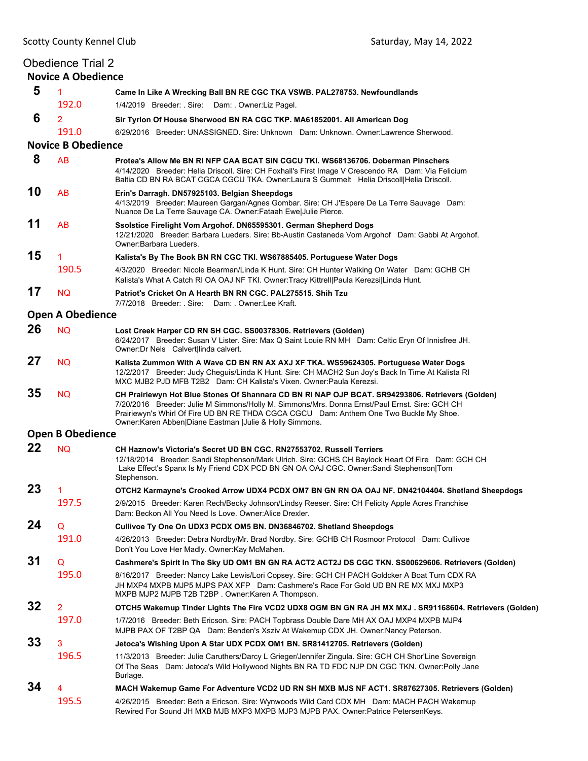Scotty County Kennel Club Saturday, May 14, 2022

# Obedience Trial 2

## Novice A Obedience

**5** 1 **Came In Like A Wrecking Ball BN RE CGC TKA VSWB. PAL278753. Newfoundlands**
192.0 1/4/2019 Breeder: . Sire: Dam: . Owner:Liz Pagel.

**6** 2 **Sir Tyrion Of House Sherwood BN RA CGC TKP. MA61852001. All American Dog**
191.0 6/29/2016 Breeder: UNASSIGNED. Sire: Unknown Dam: Unknown. Owner:Lawrence Sherwood.

## Novice B Obedience

**8** AB **Protea's Allow Me BN RI NFP CAA BCAT SIN CGCU TKI. WS68136706. Doberman Pinschers**
4/14/2020 Breeder: Helia Driscoll. Sire: CH Foxhall's First Image V Crescendo RA Dam: Via Felicium Baltia CD BN RA BCAT CGCA CGCU TKA. Owner:Laura S Gummelt Helia Driscoll|Helia Driscoll.

**10** AB **Erin's Darragh. DN57925103. Belgian Sheepdogs**
4/13/2019 Breeder: Maureen Gargan/Agnes Gombar. Sire: CH J'Espere De La Terre Sauvage Dam: Nuance De La Terre Sauvage CA. Owner:Fataah Ewe|Julie Pierce.

**11** AB **Ssolstice Firelight Vom Argohof. DN65595301. German Shepherd Dogs**
12/21/2020 Breeder: Barbara Lueders. Sire: Bb-Austin Castaneda Vom Argohof Dam: Gabbi At Argohof. Owner:Barbara Lueders.

**15** 1 **Kalista's By The Book BN RN CGC TKI. WS67885405. Portuguese Water Dogs**
190.5 4/3/2020 Breeder: Nicole Bearman/Linda K Hunt. Sire: CH Hunter Walking On Water Dam: GCHB CH Kalista's What A Catch RI OA OAJ NF TKI. Owner:Tracy Kittrell|Paula Kerezsi|Linda Hunt.

**17** NQ **Patriot's Cricket On A Hearth BN RN CGC. PAL275515. Shih Tzu**
7/7/2018 Breeder: . Sire: Dam: . Owner:Lee Kraft.

## Open A Obedience

**26** NQ **Lost Creek Harper CD RN SH CGC. SS00378306. Retrievers (Golden)**
6/24/2017 Breeder: Susan V Lister. Sire: Max Q Saint Louie RN MH Dam: Celtic Eryn Of Innisfree JH. Owner:Dr Nels Calvert|linda calvert.

**27** NQ **Kalista Zummon With A Wave CD BN RN AX AXJ XF TKA. WS59624305. Portuguese Water Dogs**
12/2/2017 Breeder: Judy Cheguis/Linda K Hunt. Sire: CH MACH2 Sun Joy's Back In Time At Kalista RI MXC MJB2 PJD MFB T2B2 Dam: CH Kalista's Vixen. Owner:Paula Kerezsi.

**35** NQ **CH Prairiewyn Hot Blue Stones Of Shannara CD BN RI NAP OJP BCAT. SR94293806. Retrievers (Golden)**
7/20/2016 Breeder: Julie M Simmons/Holly M. Simmons/Mrs. Donna Ernst/Paul Ernst. Sire: GCH CH Prairiewyn's Whirl Of Fire UD BN RE THDA CGCA CGCU Dam: Anthem One Two Buckle My Shoe. Owner:Karen Abben|Diane Eastman |Julie & Holly Simmons.

## Open B Obedience

**22** NQ **CH Haznow's Victoria's Secret UD BN CGC. RN27553702. Russell Terriers**
12/18/2014 Breeder: Sandi Stephenson/Mark Ulrich. Sire: GCHS CH Baylock Heart Of Fire Dam: GCH CH Lake Effect's Spanx Is My Friend CDX PCD BN GN OA OAJ CGC. Owner:Sandi Stephenson|Tom Stephenson.

**23** 1 **OTCH2 Karmayne's Crooked Arrow UDX4 PCDX OM7 BN GN RN OA OAJ NF. DN42104404. Shetland Sheepdogs**
197.5 2/9/2015 Breeder: Karen Rech/Becky Johnson/Lindsy Reeser. Sire: CH Felicity Apple Acres Franchise Dam: Beckon All You Need Is Love. Owner:Alice Drexler.

**24** Q **Cullivoe Ty One On UDX3 PCDX OM5 BN. DN36846702. Shetland Sheepdogs**
191.0 4/26/2013 Breeder: Debra Nordby/Mr. Brad Nordby. Sire: GCHB CH Rosmoor Protocol Dam: Cullivoe Don't You Love Her Madly. Owner:Kay McMahen.

**31** Q **Cashmere's Spirit In The Sky UD OM1 BN GN RA ACT2 ACT2J DS CGC TKN. SS00629606. Retrievers (Golden)**
195.0 8/16/2017 Breeder: Nancy Lake Lewis/Lori Copsey. Sire: GCH CH PACH Goldcker A Boat Turn CDX RA JH MXP4 MXPB MJP5 MJPS PAX XFP Dam: Cashmere's Race For Gold UD BN RE MX MXJ MXP3 MXPB MJP2 MJPB T2B T2BP . Owner:Karen A Thompson.

**32** 2 **OTCH5 Wakemup Tinder Lights The Fire VCD2 UDX8 OGM BN GN RA JH MX MXJ . SR91168604. Retrievers (Golden)**
197.0 1/7/2016 Breeder: Beth Ericson. Sire: PACH Topbrass Double Dare MH AX OAJ MXP4 MXPB MJP4 MJPB PAX OF T2BP QA Dam: Benden's Xsziv At Wakemup CDX JH. Owner:Nancy Peterson.

**33** 3 **Jetoca's Wishing Upon A Star UDX PCDX OM1 BN. SR81412705. Retrievers (Golden)**
196.5 11/3/2013 Breeder: Julie Caruthers/Darcy L Grieger/Jennifer Zingula. Sire: GCH CH Shor'Line Sovereign Of The Seas Dam: Jetoca's Wild Hollywood Nights BN RA TD FDC NJP DN CGC TKN. Owner:Polly Jane Burlage.

**34** 4 **MACH Wakemup Game For Adventure VCD2 UD RN SH MXB MJS NF ACT1. SR87627305. Retrievers (Golden)**
195.5 4/26/2015 Breeder: Beth a Ericson. Sire: Wynwoods Wild Card CDX MH Dam: MACH PACH Wakemup Rewired For Sound JH MXB MJB MXP3 MXPB MJP3 MJPB PAX. Owner:Patrice PetersenKeys.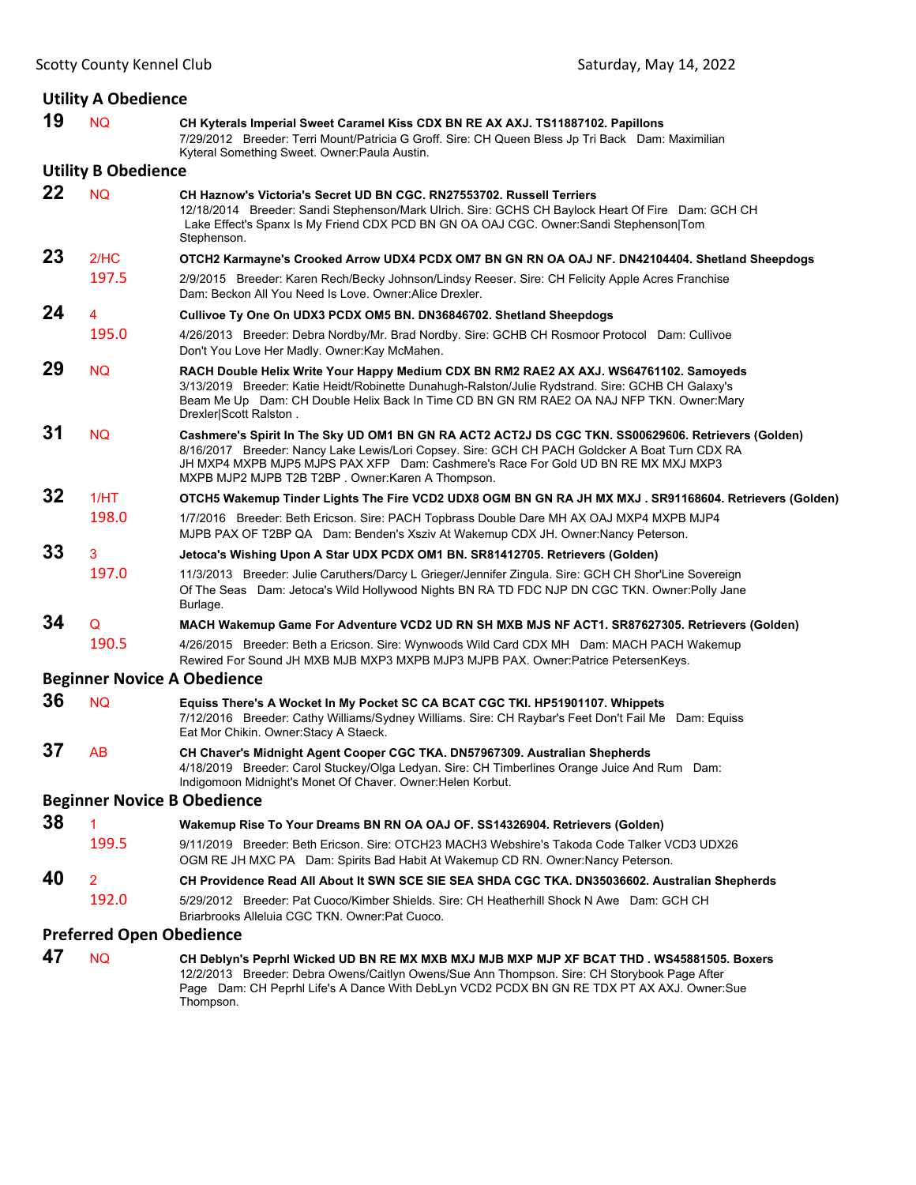## Utility A Obedience

**19** NQ **CH Kyterals Imperial Sweet Caramel Kiss CDX BN RE AX AXJ. TS11887102. Papillons**
7/29/2012 Breeder: Terri Mount/Patricia G Groff. Sire: CH Queen Bless Jp Tri Back Dam: Maximilian Kyteral Something Sweet. Owner:Paula Austin.

## Utility B Obedience

**22** NQ **CH Haznow's Victoria's Secret UD BN CGC. RN27553702. Russell Terriers**
12/18/2014 Breeder: Sandi Stephenson/Mark Ulrich. Sire: GCHS CH Baylock Heart Of Fire Dam: GCH CH Lake Effect's Spanx Is My Friend CDX PCD BN GN OA OAJ CGC. Owner:Sandi Stephenson|Tom Stephenson.

**23** 2/HC 197.5 **OTCH2 Karmayne's Crooked Arrow UDX4 PCDX OM7 BN GN RN OA OAJ NF. DN42104404. Shetland Sheepdogs**
2/9/2015 Breeder: Karen Rech/Becky Johnson/Lindsy Reeser. Sire: CH Felicity Apple Acres Franchise Dam: Beckon All You Need Is Love. Owner:Alice Drexler.

**24** 4 195.0 **Cullivoe Ty One On UDX3 PCDX OM5 BN. DN36846702. Shetland Sheepdogs**
4/26/2013 Breeder: Debra Nordby/Mr. Brad Nordby. Sire: GCHB CH Rosmoor Protocol Dam: Cullivoe Don't You Love Her Madly. Owner:Kay McMahen.

**29** NQ **RACH Double Helix Write Your Happy Medium CDX BN RM2 RAE2 AX AXJ. WS64761102. Samoyeds**
3/13/2019 Breeder: Katie Heidt/Robinette Dunahugh-Ralston/Julie Rydstrand. Sire: GCHB CH Galaxy's Beam Me Up Dam: CH Double Helix Back In Time CD BN GN RM RAE2 OA NAJ NFP TKN. Owner:Mary Drexler|Scott Ralston .

**31** NQ **Cashmere's Spirit In The Sky UD OM1 BN GN RA ACT2 ACT2J DS CGC TKN. SS00629606. Retrievers (Golden)**
8/16/2017 Breeder: Nancy Lake Lewis/Lori Copsey. Sire: GCH CH PACH Goldcker A Boat Turn CDX RA JH MXP4 MXPB MJP5 MJPS PAX XFP Dam: Cashmere's Race For Gold UD BN RE MX MXJ MXP3 MXPB MJP2 MJPB T2B T2BP . Owner:Karen A Thompson.

**32** 1/HT 198.0 **OTCH5 Wakemup Tinder Lights The Fire VCD2 UDX8 OGM BN GN RA JH MX MXJ . SR91168604. Retrievers (Golden)**
1/7/2016 Breeder: Beth Ericson. Sire: PACH Topbrass Double Dare MH AX OAJ MXP4 MXPB MJP4 MJPB PAX OF T2BP QA Dam: Benden's Xsziv At Wakemup CDX JH. Owner:Nancy Peterson.

**33** 3 197.0 **Jetoca's Wishing Upon A Star UDX PCDX OM1 BN. SR81412705. Retrievers (Golden)**
11/3/2013 Breeder: Julie Caruthers/Darcy L Grieger/Jennifer Zingula. Sire: GCH CH Shor'Line Sovereign Of The Seas Dam: Jetoca's Wild Hollywood Nights BN RA TD FDC NJP DN CGC TKN. Owner:Polly Jane Burlage.

**34** Q 190.5 **MACH Wakemup Game For Adventure VCD2 UD RN SH MXB MJS NF ACT1. SR87627305. Retrievers (Golden)**
4/26/2015 Breeder: Beth a Ericson. Sire: Wynwoods Wild Card CDX MH Dam: MACH PACH Wakemup Rewired For Sound JH MXB MJB MXP3 MXPB MJP3 MJPB PAX. Owner:Patrice PetersenKeys.

## Beginner Novice A Obedience

**36** NQ **Equiss There's A Wocket In My Pocket SC CA BCAT CGC TKI. HP51901107. Whippets**
7/12/2016 Breeder: Cathy Williams/Sydney Williams. Sire: CH Raybar's Feet Don't Fail Me Dam: Equiss Eat Mor Chikin. Owner:Stacy A Staeck.

**37** AB **CH Chaver's Midnight Agent Cooper CGC TKA. DN57967309. Australian Shepherds**
4/18/2019 Breeder: Carol Stuckey/Olga Ledyan. Sire: CH Timberlines Orange Juice And Rum Dam: Indigomoon Midnight's Monet Of Chaver. Owner:Helen Korbut.

## Beginner Novice B Obedience

**38** 1 199.5 **Wakemup Rise To Your Dreams BN RN OA OAJ OF. SS14326904. Retrievers (Golden)**
9/11/2019 Breeder: Beth Ericson. Sire: OTCH23 MACH3 Webshire's Takoda Code Talker VCD3 UDX26 OGM RE JH MXC PA Dam: Spirits Bad Habit At Wakemup CD RN. Owner:Nancy Peterson.

**40** 2 192.0 **CH Providence Read All About It SWN SCE SIE SEA SHDA CGC TKA. DN35036602. Australian Shepherds**
5/29/2012 Breeder: Pat Cuoco/Kimber Shields. Sire: CH Heatherhill Shock N Awe Dam: GCH CH Briarbrooks Alleluia CGC TKN. Owner:Pat Cuoco.

## Preferred Open Obedience

**47** NQ **CH Deblyn's Peprhl Wicked UD BN RE MX MXB MXJ MJB MXP MJP XF BCAT THD . WS45881505. Boxers**
12/2/2013 Breeder: Debra Owens/Caitlyn Owens/Sue Ann Thompson. Sire: CH Storybook Page After Page Dam: CH Peprhl Life's A Dance With DebLyn VCD2 PCDX BN GN RE TDX PT AX AXJ. Owner:Sue Thompson.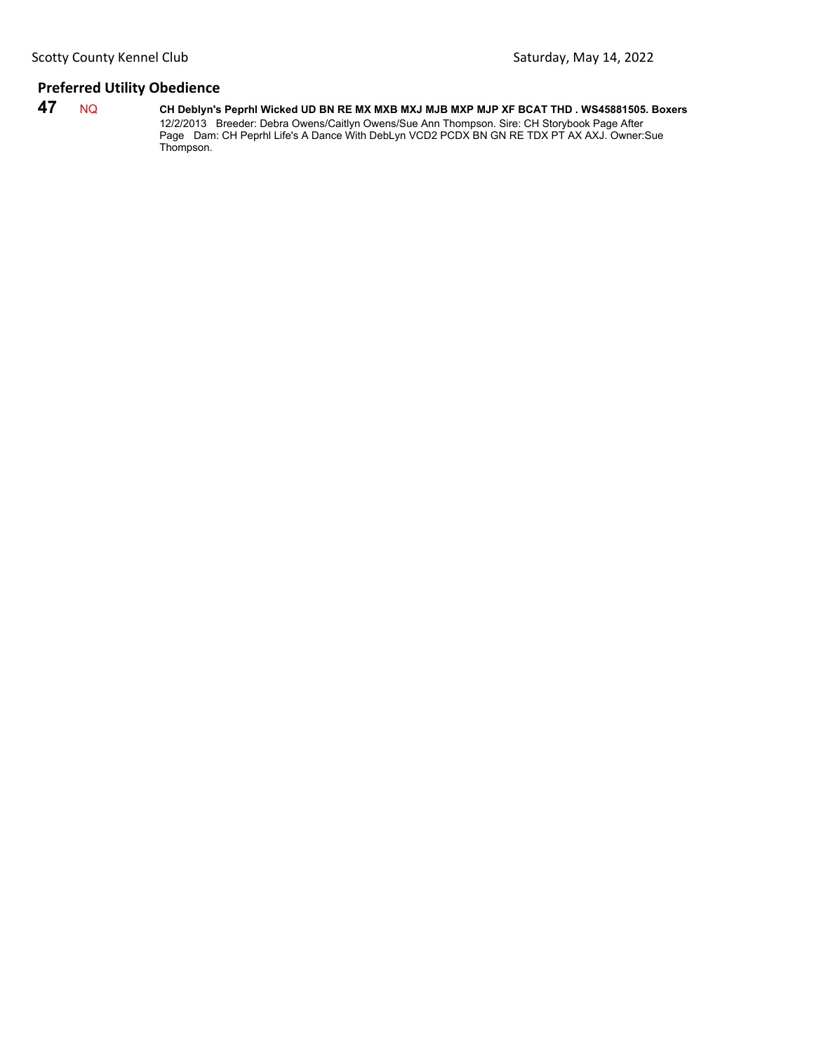## Preferred Utility Obedience

**47** NQ **CH Deblyn's Peprhl Wicked UD BN RE MX MXB MXJ MJB MXP MJP XF BCAT THD . WS45881505. Boxers**
12/2/2013 Breeder: Debra Owens/Caitlyn Owens/Sue Ann Thompson. Sire: CH Storybook Page After Page Dam: CH Peprhl Life's A Dance With DebLyn VCD2 PCDX BN GN RE TDX PT AX AXJ. Owner:Sue Thompson.